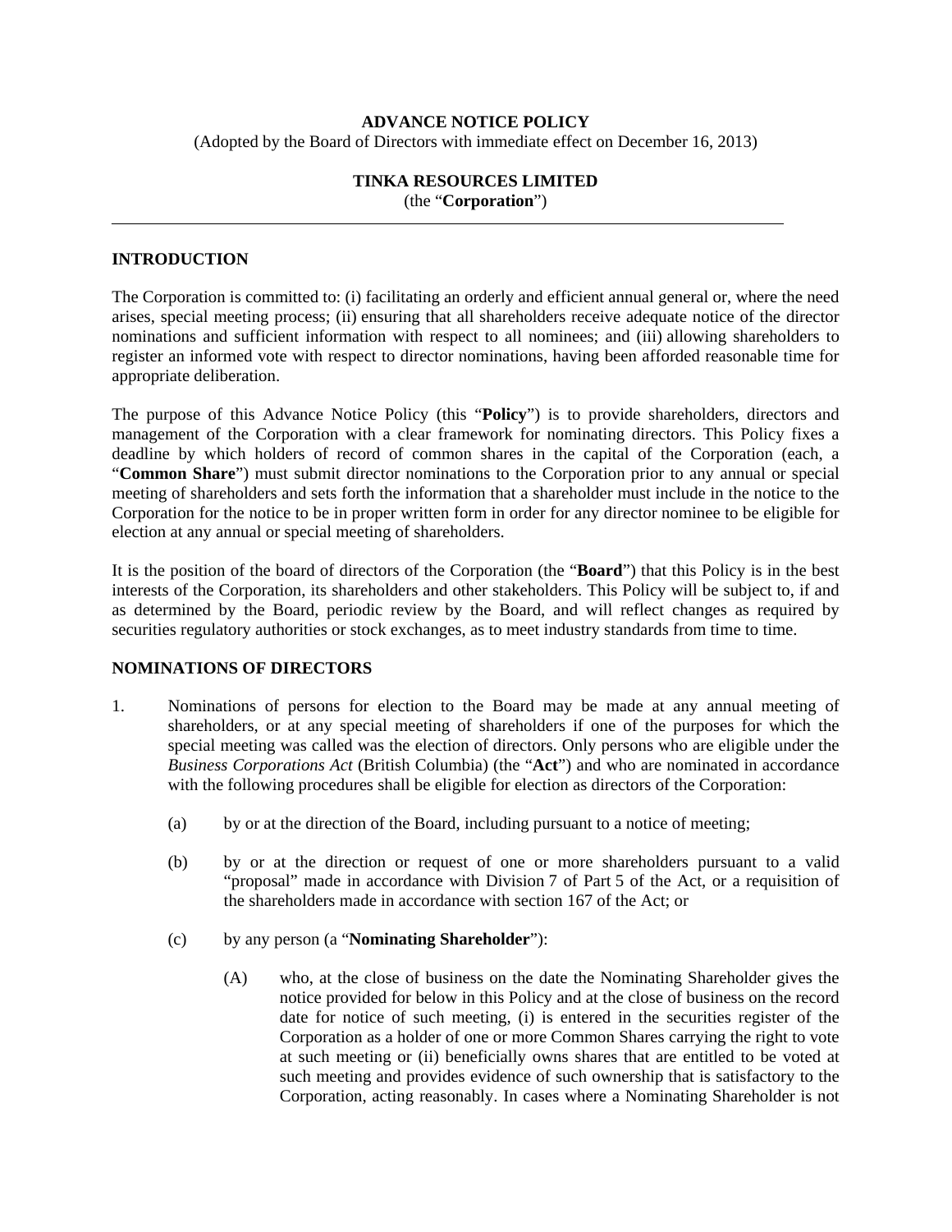**ADVANCE NOTICE POLICY**

(Adopted by the Board of Directors with immediate effect on December 16, 2013)

**TINKA RESOURCES LIMITED**

(the "**Corporation**")

---

## INTRODUCTION

The Corporation is committed to: (i) facilitating an orderly and efficient annual general or, where the need arises, special meeting process; (ii) ensuring that all shareholders receive adequate notice of the director nominations and sufficient information with respect to all nominees; and (iii) allowing shareholders to register an informed vote with respect to director nominations, having been afforded reasonable time for appropriate deliberation.

The purpose of this Advance Notice Policy (this "**Policy**") is to provide shareholders, directors and management of the Corporation with a clear framework for nominating directors. This Policy fixes a deadline by which holders of record of common shares in the capital of the Corporation (each, a "**Common Share**") must submit director nominations to the Corporation prior to any annual or special meeting of shareholders and sets forth the information that a shareholder must include in the notice to the Corporation for the notice to be in proper written form in order for any director nominee to be eligible for election at any annual or special meeting of shareholders.

It is the position of the board of directors of the Corporation (the "**Board**") that this Policy is in the best interests of the Corporation, its shareholders and other stakeholders. This Policy will be subject to, if and as determined by the Board, periodic review by the Board, and will reflect changes as required by securities regulatory authorities or stock exchanges, as to meet industry standards from time to time.

## NOMINATIONS OF DIRECTORS

1. Nominations of persons for election to the Board may be made at any annual meeting of shareholders, or at any special meeting of shareholders if one of the purposes for which the special meeting was called was the election of directors. Only persons who are eligible under the *Business Corporations Act* (British Columbia) (the "**Act**") and who are nominated in accordance with the following procedures shall be eligible for election as directors of the Corporation:

   (a) by or at the direction of the Board, including pursuant to a notice of meeting;

   (b) by or at the direction or request of one or more shareholders pursuant to a valid "proposal" made in accordance with Division 7 of Part 5 of the Act, or a requisition of the shareholders made in accordance with section 167 of the Act; or

   (c) by any person (a "**Nominating Shareholder**"):

      (A) who, at the close of business on the date the Nominating Shareholder gives the notice provided for below in this Policy and at the close of business on the record date for notice of such meeting, (i) is entered in the securities register of the Corporation as a holder of one or more Common Shares carrying the right to vote at such meeting or (ii) beneficially owns shares that are entitled to be voted at such meeting and provides evidence of such ownership that is satisfactory to the Corporation, acting reasonably. In cases where a Nominating Shareholder is not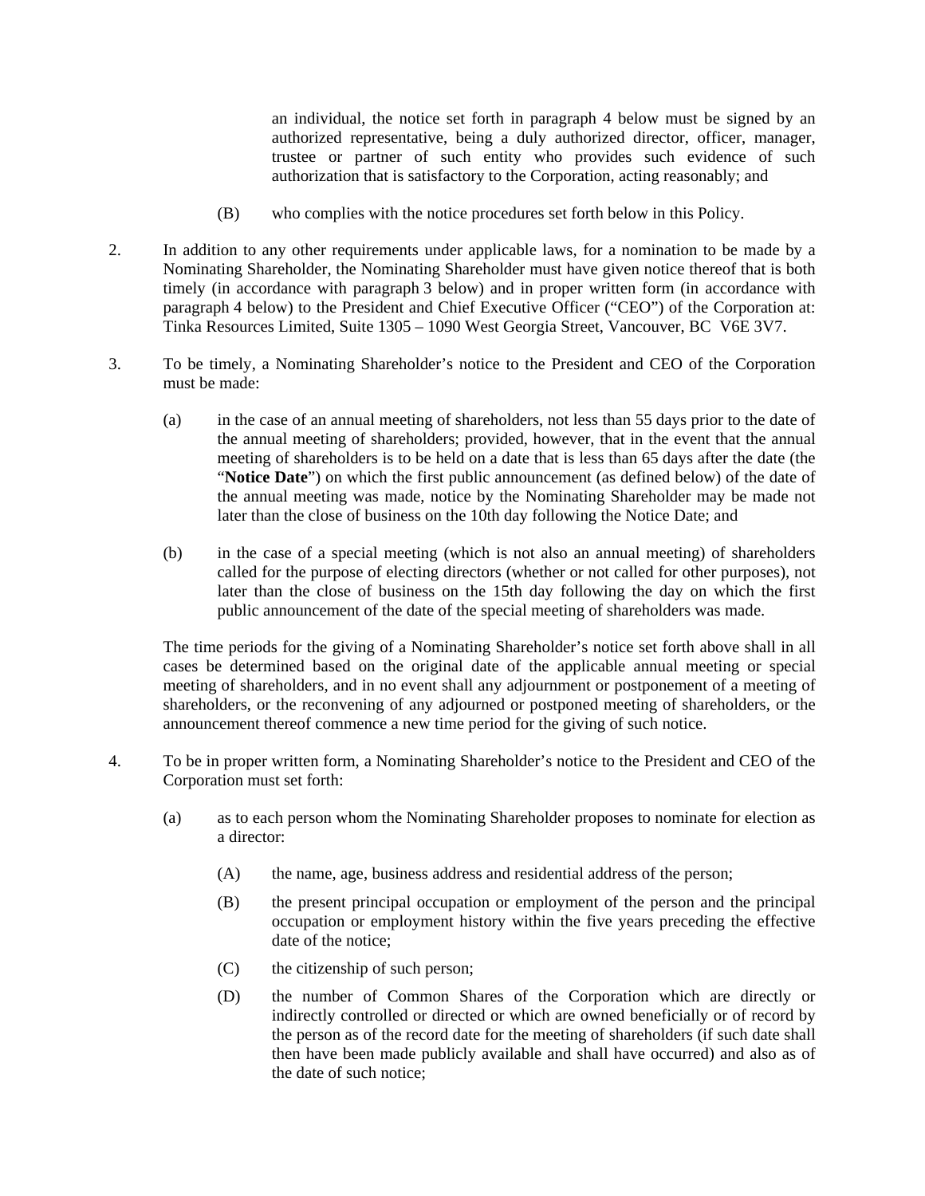an individual, the notice set forth in paragraph 4 below must be signed by an authorized representative, being a duly authorized director, officer, manager, trustee or partner of such entity who provides such evidence of such authorization that is satisfactory to the Corporation, acting reasonably; and

(B) who complies with the notice procedures set forth below in this Policy.

2. In addition to any other requirements under applicable laws, for a nomination to be made by a Nominating Shareholder, the Nominating Shareholder must have given notice thereof that is both timely (in accordance with paragraph 3 below) and in proper written form (in accordance with paragraph 4 below) to the President and Chief Executive Officer ("CEO") of the Corporation at: Tinka Resources Limited, Suite 1305 – 1090 West Georgia Street, Vancouver, BC V6E 3V7.

3. To be timely, a Nominating Shareholder's notice to the President and CEO of the Corporation must be made:

(a) in the case of an annual meeting of shareholders, not less than 55 days prior to the date of the annual meeting of shareholders; provided, however, that in the event that the annual meeting of shareholders is to be held on a date that is less than 65 days after the date (the "**Notice Date**") on which the first public announcement (as defined below) of the date of the annual meeting was made, notice by the Nominating Shareholder may be made not later than the close of business on the 10th day following the Notice Date; and

(b) in the case of a special meeting (which is not also an annual meeting) of shareholders called for the purpose of electing directors (whether or not called for other purposes), not later than the close of business on the 15th day following the day on which the first public announcement of the date of the special meeting of shareholders was made.

The time periods for the giving of a Nominating Shareholder's notice set forth above shall in all cases be determined based on the original date of the applicable annual meeting or special meeting of shareholders, and in no event shall any adjournment or postponement of a meeting of shareholders, or the reconvening of any adjourned or postponed meeting of shareholders, or the announcement thereof commence a new time period for the giving of such notice.

4. To be in proper written form, a Nominating Shareholder's notice to the President and CEO of the Corporation must set forth:

(a) as to each person whom the Nominating Shareholder proposes to nominate for election as a director:

(A) the name, age, business address and residential address of the person;

(B) the present principal occupation or employment of the person and the principal occupation or employment history within the five years preceding the effective date of the notice;

(C) the citizenship of such person;

(D) the number of Common Shares of the Corporation which are directly or indirectly controlled or directed or which are owned beneficially or of record by the person as of the record date for the meeting of shareholders (if such date shall then have been made publicly available and shall have occurred) and also as of the date of such notice;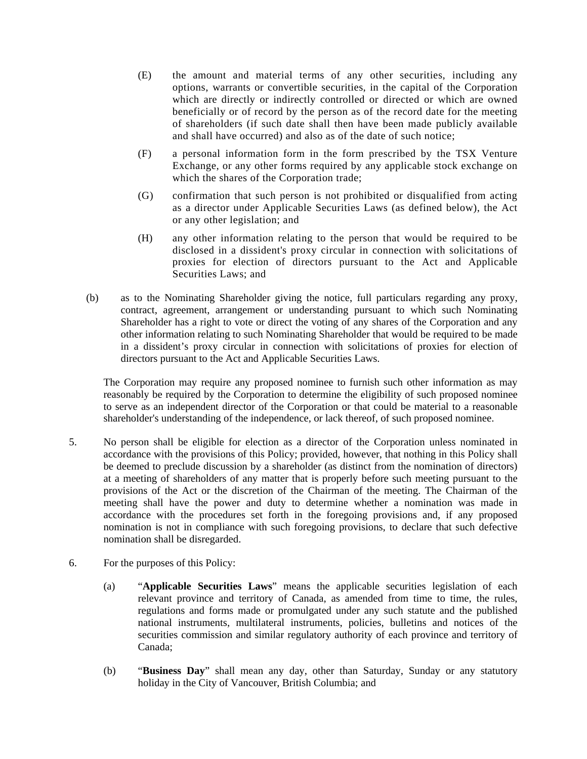(E) the amount and material terms of any other securities, including any options, warrants or convertible securities, in the capital of the Corporation which are directly or indirectly controlled or directed or which are owned beneficially or of record by the person as of the record date for the meeting of shareholders (if such date shall then have been made publicly available and shall have occurred) and also as of the date of such notice;

(F) a personal information form in the form prescribed by the TSX Venture Exchange, or any other forms required by any applicable stock exchange on which the shares of the Corporation trade;

(G) confirmation that such person is not prohibited or disqualified from acting as a director under Applicable Securities Laws (as defined below), the Act or any other legislation; and

(H) any other information relating to the person that would be required to be disclosed in a dissident's proxy circular in connection with solicitations of proxies for election of directors pursuant to the Act and Applicable Securities Laws; and

(b) as to the Nominating Shareholder giving the notice, full particulars regarding any proxy, contract, agreement, arrangement or understanding pursuant to which such Nominating Shareholder has a right to vote or direct the voting of any shares of the Corporation and any other information relating to such Nominating Shareholder that would be required to be made in a dissident's proxy circular in connection with solicitations of proxies for election of directors pursuant to the Act and Applicable Securities Laws.

The Corporation may require any proposed nominee to furnish such other information as may reasonably be required by the Corporation to determine the eligibility of such proposed nominee to serve as an independent director of the Corporation or that could be material to a reasonable shareholder's understanding of the independence, or lack thereof, of such proposed nominee.

5. No person shall be eligible for election as a director of the Corporation unless nominated in accordance with the provisions of this Policy; provided, however, that nothing in this Policy shall be deemed to preclude discussion by a shareholder (as distinct from the nomination of directors) at a meeting of shareholders of any matter that is properly before such meeting pursuant to the provisions of the Act or the discretion of the Chairman of the meeting. The Chairman of the meeting shall have the power and duty to determine whether a nomination was made in accordance with the procedures set forth in the foregoing provisions and, if any proposed nomination is not in compliance with such foregoing provisions, to declare that such defective nomination shall be disregarded.

6. For the purposes of this Policy:

(a) "**Applicable Securities Laws**" means the applicable securities legislation of each relevant province and territory of Canada, as amended from time to time, the rules, regulations and forms made or promulgated under any such statute and the published national instruments, multilateral instruments, policies, bulletins and notices of the securities commission and similar regulatory authority of each province and territory of Canada;

(b) "**Business Day**" shall mean any day, other than Saturday, Sunday or any statutory holiday in the City of Vancouver, British Columbia; and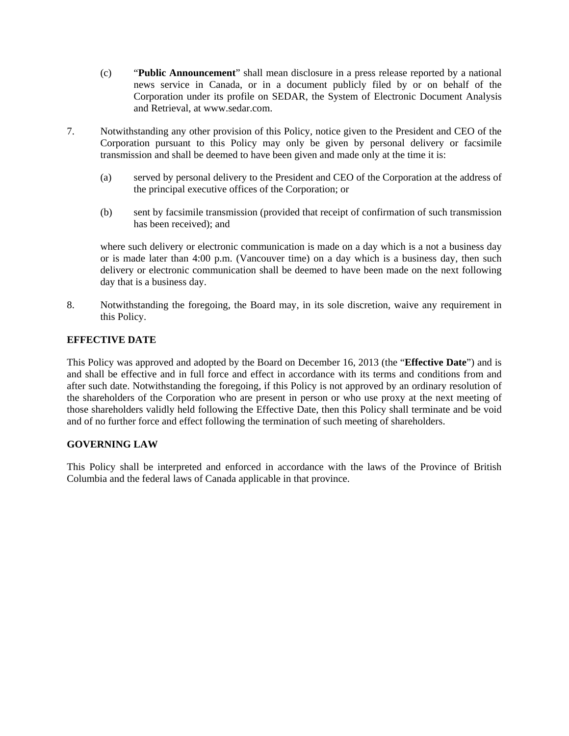(c) "**Public Announcement**" shall mean disclosure in a press release reported by a national news service in Canada, or in a document publicly filed by or on behalf of the Corporation under its profile on SEDAR, the System of Electronic Document Analysis and Retrieval, at www.sedar.com.

7. Notwithstanding any other provision of this Policy, notice given to the President and CEO of the Corporation pursuant to this Policy may only be given by personal delivery or facsimile transmission and shall be deemed to have been given and made only at the time it is:

   (a) served by personal delivery to the President and CEO of the Corporation at the address of the principal executive offices of the Corporation; or

   (b) sent by facsimile transmission (provided that receipt of confirmation of such transmission has been received); and

   where such delivery or electronic communication is made on a day which is a not a business day or is made later than 4:00 p.m. (Vancouver time) on a day which is a business day, then such delivery or electronic communication shall be deemed to have been made on the next following day that is a business day.

8. Notwithstanding the foregoing, the Board may, in its sole discretion, waive any requirement in this Policy.

**EFFECTIVE DATE**

This Policy was approved and adopted by the Board on December 16, 2013 (the "**Effective Date**") and is and shall be effective and in full force and effect in accordance with its terms and conditions from and after such date. Notwithstanding the foregoing, if this Policy is not approved by an ordinary resolution of the shareholders of the Corporation who are present in person or who use proxy at the next meeting of those shareholders validly held following the Effective Date, then this Policy shall terminate and be void and of no further force and effect following the termination of such meeting of shareholders.

**GOVERNING LAW**

This Policy shall be interpreted and enforced in accordance with the laws of the Province of British Columbia and the federal laws of Canada applicable in that province.